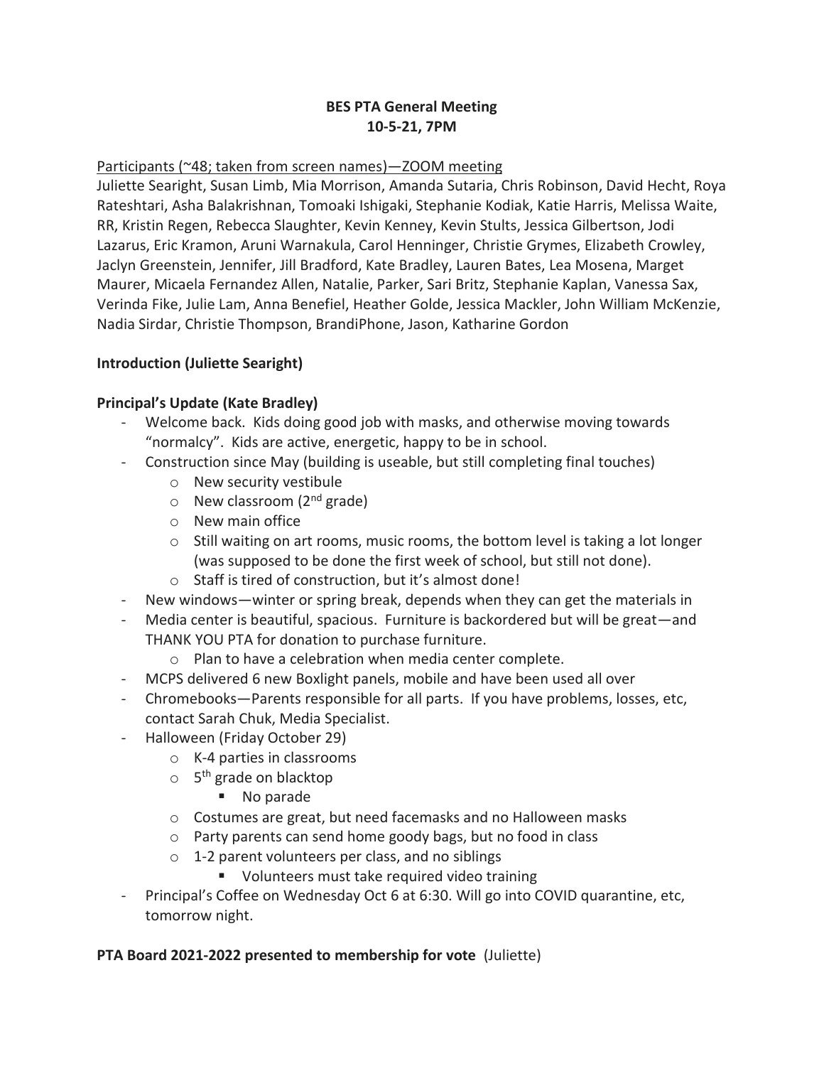**BES PTA General Meeting**
**10-5-21, 7PM**

Participants (~48; taken from screen names)—ZOOM meeting

Juliette Searight, Susan Limb, Mia Morrison, Amanda Sutaria, Chris Robinson, David Hecht, Roya Rateshtari, Asha Balakrishnan, Tomoaki Ishigaki, Stephanie Kodiak, Katie Harris, Melissa Waite, RR, Kristin Regen, Rebecca Slaughter, Kevin Kenney, Kevin Stults, Jessica Gilbertson, Jodi Lazarus, Eric Kramon, Aruni Warnakula, Carol Henninger, Christie Grymes, Elizabeth Crowley, Jaclyn Greenstein, Jennifer, Jill Bradford, Kate Bradley, Lauren Bates, Lea Mosena, Marget Maurer, Micaela Fernandez Allen, Natalie, Parker, Sari Britz, Stephanie Kaplan, Vanessa Sax, Verinda Fike, Julie Lam, Anna Benefiel, Heather Golde, Jessica Mackler, John William McKenzie, Nadia Sirdar, Christie Thompson, BrandiPhone, Jason, Katharine Gordon

**Introduction (Juliette Searight)**

**Principal's Update (Kate Bradley)**

- Welcome back. Kids doing good job with masks, and otherwise moving towards "normalcy". Kids are active, energetic, happy to be in school.
- Construction since May (building is useable, but still completing final touches)
  - New security vestibule
  - New classroom (2nd grade)
  - New main office
  - Still waiting on art rooms, music rooms, the bottom level is taking a lot longer (was supposed to be done the first week of school, but still not done).
  - Staff is tired of construction, but it's almost done!
- New windows—winter or spring break, depends when they can get the materials in
- Media center is beautiful, spacious. Furniture is backordered but will be great—and THANK YOU PTA for donation to purchase furniture.
  - Plan to have a celebration when media center complete.
- MCPS delivered 6 new Boxlight panels, mobile and have been used all over
- Chromebooks—Parents responsible for all parts. If you have problems, losses, etc, contact Sarah Chuk, Media Specialist.
- Halloween (Friday October 29)
  - K-4 parties in classrooms
  - 5th grade on blacktop
    - No parade
  - Costumes are great, but need facemasks and no Halloween masks
  - Party parents can send home goody bags, but no food in class
  - 1-2 parent volunteers per class, and no siblings
    - Volunteers must take required video training
- Principal's Coffee on Wednesday Oct 6 at 6:30. Will go into COVID quarantine, etc, tomorrow night.

**PTA Board 2021-2022 presented to membership for vote** (Juliette)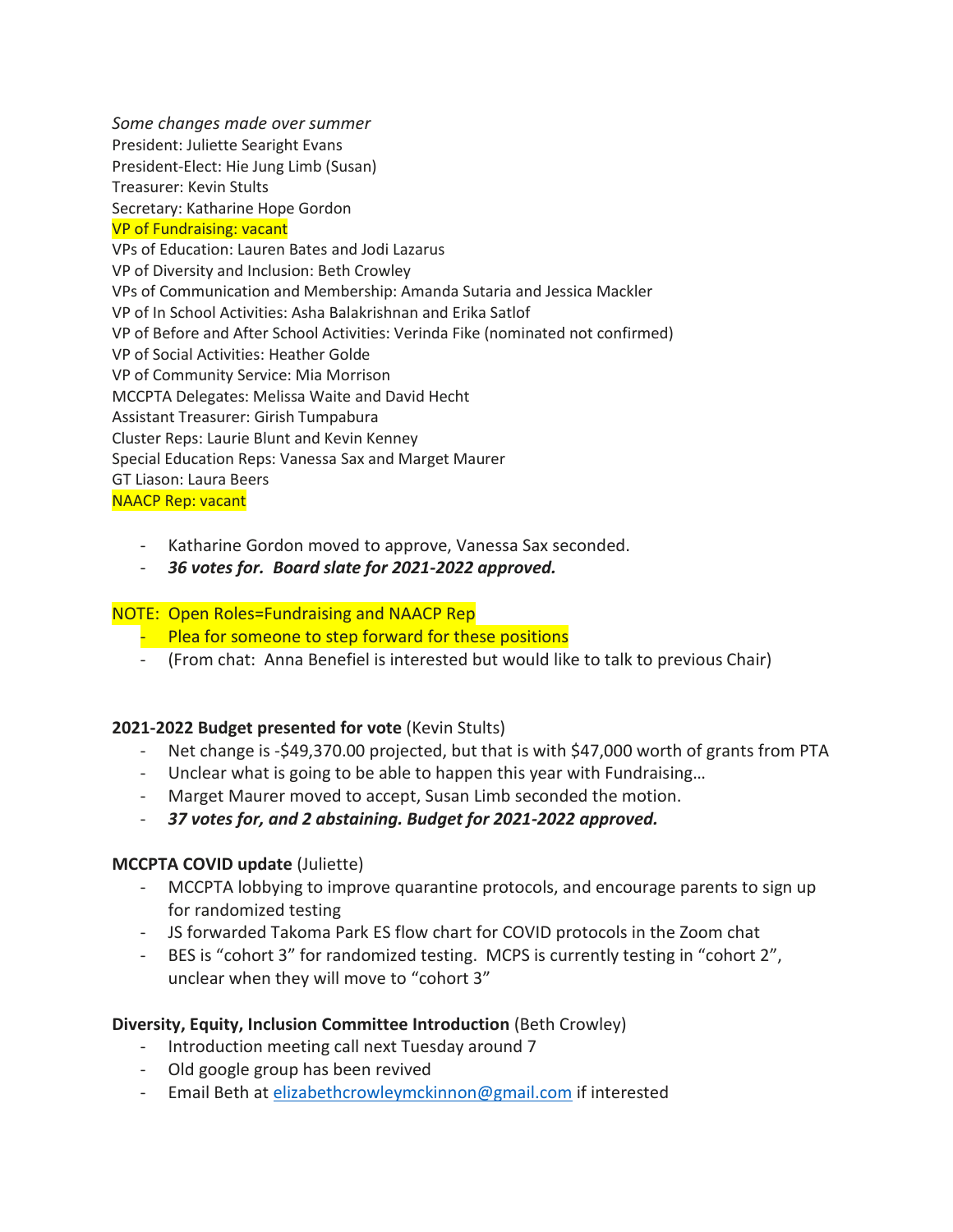*Some changes made over summer*

President: Juliette Searight Evans
President-Elect: Hie Jung Limb (Susan)
Treasurer: Kevin Stults
Secretary: Katharine Hope Gordon
VP of Fundraising: vacant
VPs of Education: Lauren Bates and Jodi Lazarus
VP of Diversity and Inclusion: Beth Crowley
VPs of Communication and Membership: Amanda Sutaria and Jessica Mackler
VP of In School Activities: Asha Balakrishnan and Erika Satlof
VP of Before and After School Activities: Verinda Fike (nominated not confirmed)
VP of Social Activities: Heather Golde
VP of Community Service: Mia Morrison
MCCPTA Delegates: Melissa Waite and David Hecht
Assistant Treasurer: Girish Tumpabura
Cluster Reps: Laurie Blunt and Kevin Kenney
Special Education Reps: Vanessa Sax and Marget Maurer
GT Liason: Laura Beers
NAACP Rep: vacant

- Katharine Gordon moved to approve, Vanessa Sax seconded.
- ***36 votes for. Board slate for 2021-2022 approved.***

NOTE: Open Roles=Fundraising and NAACP Rep

- Plea for someone to step forward for these positions
- (From chat: Anna Benefiel is interested but would like to talk to previous Chair)

**2021-2022 Budget presented for vote** (Kevin Stults)

- Net change is -$49,370.00 projected, but that is with $47,000 worth of grants from PTA
- Unclear what is going to be able to happen this year with Fundraising…
- Marget Maurer moved to accept, Susan Limb seconded the motion.
- ***37 votes for, and 2 abstaining. Budget for 2021-2022 approved.***

**MCCPTA COVID update** (Juliette)

- MCCPTA lobbying to improve quarantine protocols, and encourage parents to sign up for randomized testing
- JS forwarded Takoma Park ES flow chart for COVID protocols in the Zoom chat
- BES is "cohort 3" for randomized testing. MCPS is currently testing in "cohort 2", unclear when they will move to "cohort 3"

**Diversity, Equity, Inclusion Committee Introduction** (Beth Crowley)

- Introduction meeting call next Tuesday around 7
- Old google group has been revived
- Email Beth at elizabethcrowleymckinnon@gmail.com if interested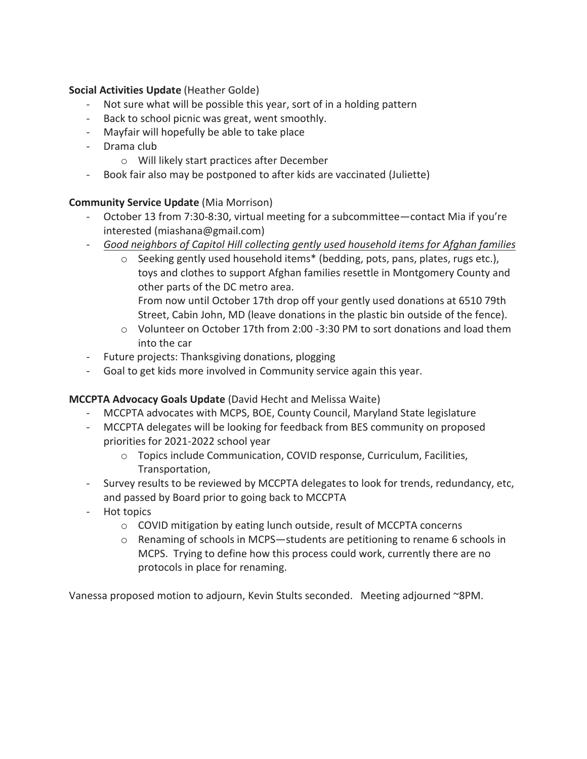**Social Activities Update** (Heather Golde)

- Not sure what will be possible this year, sort of in a holding pattern
- Back to school picnic was great, went smoothly.
- Mayfair will hopefully be able to take place
- Drama club
  - Will likely start practices after December
- Book fair also may be postponed to after kids are vaccinated (Juliette)

**Community Service Update** (Mia Morrison)

- October 13 from 7:30-8:30, virtual meeting for a subcommittee—contact Mia if you're interested (miashana@gmail.com)
- <u>*Good neighbors of Capitol Hill collecting gently used household items for Afghan families*</u>
  - Seeking gently used household items* (bedding, pots, pans, plates, rugs etc.), toys and clothes to support Afghan families resettle in Montgomery County and other parts of the DC metro area.
    From now until October 17th drop off your gently used donations at 6510 79th Street, Cabin John, MD (leave donations in the plastic bin outside of the fence).
  - Volunteer on October 17th from 2:00 -3:30 PM to sort donations and load them into the car
- Future projects: Thanksgiving donations, plogging
- Goal to get kids more involved in Community service again this year.

**MCCPTA Advocacy Goals Update** (David Hecht and Melissa Waite)

- MCCPTA advocates with MCPS, BOE, County Council, Maryland State legislature
- MCCPTA delegates will be looking for feedback from BES community on proposed priorities for 2021-2022 school year
  - Topics include Communication, COVID response, Curriculum, Facilities, Transportation,
- Survey results to be reviewed by MCCPTA delegates to look for trends, redundancy, etc, and passed by Board prior to going back to MCCPTA
- Hot topics
  - COVID mitigation by eating lunch outside, result of MCCPTA concerns
  - Renaming of schools in MCPS—students are petitioning to rename 6 schools in MCPS. Trying to define how this process could work, currently there are no protocols in place for renaming.

Vanessa proposed motion to adjourn, Kevin Stults seconded. Meeting adjourned ~8PM.